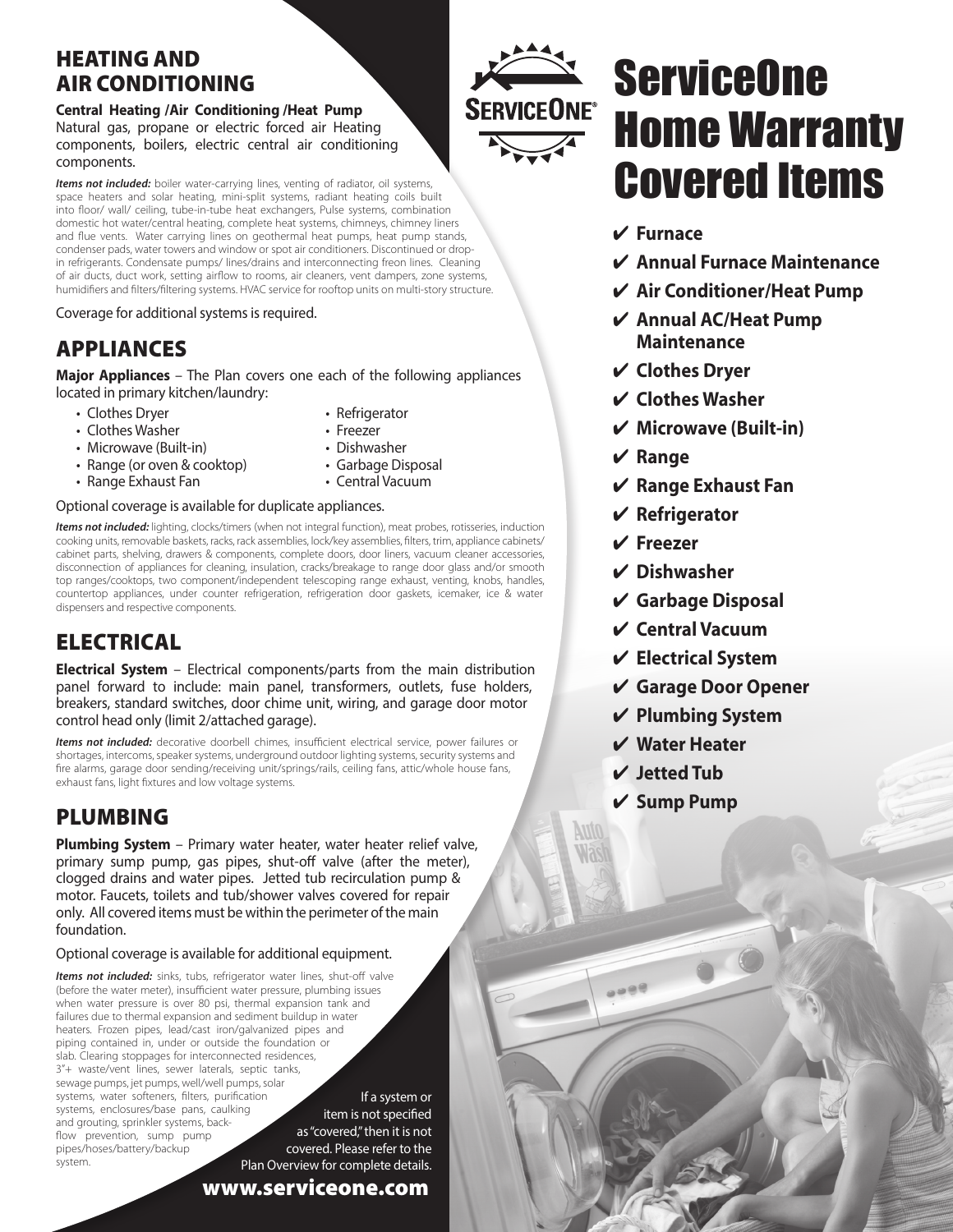# ServiceOne Home Warranty Covered Items

- ✔ **Furnace**
- ✔ **Annual Furnace Maintenance**
- ✔ **Air Conditioner/Heat Pump**
- ✔ **Annual AC/Heat Pump Maintenance**
- ✔ **Clothes Dryer**
- ✔ **Clothes Washer**
- ✔ **Microwave (Built-in)**
- ✔ **Range**
- ✔ **Range Exhaust Fan**
- ✔ **Refrigerator**
- ✔ **Freezer**
- ✔ **Dishwasher**
- ✔ **Garbage Disposal**
- ✔ **Central Vacuum**
- ✔ **Electrical System**
- ✔ **Garage Door Opener**
- ✔ **Plumbing System**
- ✔ **Water Heater**
- ✔ **Jetted Tub**
- ✔ **Sump Pump**

## HEATING AND AIR CONDITIONING

**Central Heating /Air Conditioning /Heat Pump**
Natural gas, propane or electric forced air Heating components, boilers, electric central air conditioning components.

***Items not included:*** boiler water-carrying lines, venting of radiator, oil systems, space heaters and solar heating, mini-split systems, radiant heating coils built into floor/ wall/ ceiling, tube-in-tube heat exchangers, Pulse systems, combination domestic hot water/central heating, complete heat systems, chimneys, chimney liners and flue vents. Water carrying lines on geothermal heat pumps, heat pump stands, condenser pads, water towers and window or spot air conditioners. Discontinued or drop-in refrigerants. Condensate pumps/ lines/drains and interconnecting freon lines. Cleaning of air ducts, duct work, setting airflow to rooms, air cleaners, vent dampers, zone systems, humidifiers and filters/filtering systems. HVAC service for rooftop units on multi-story structure.

Coverage for additional systems is required.

## APPLIANCES

**Major Appliances** – The Plan covers one each of the following appliances located in primary kitchen/laundry:

- Clothes Dryer
- Clothes Washer
- Microwave (Built-in)
- Range (or oven & cooktop)
- Range Exhaust Fan
- Refrigerator
- Freezer
- Dishwasher
- Garbage Disposal
- Central Vacuum

Optional coverage is available for duplicate appliances.

***Items not included:*** lighting, clocks/timers (when not integral function), meat probes, rotisseries, induction cooking units, removable baskets, racks, rack assemblies, lock/key assemblies, filters, trim, appliance cabinets/ cabinet parts, shelving, drawers & components, complete doors, door liners, vacuum cleaner accessories, disconnection of appliances for cleaning, insulation, cracks/breakage to range door glass and/or smooth top ranges/cooktops, two component/independent telescoping range exhaust, venting, knobs, handles, countertop appliances, under counter refrigeration, refrigeration door gaskets, icemaker, ice & water dispensers and respective components.

## ELECTRICAL

**Electrical System** – Electrical components/parts from the main distribution panel forward to include: main panel, transformers, outlets, fuse holders, breakers, standard switches, door chime unit, wiring, and garage door motor control head only (limit 2/attached garage).

***Items not included:*** decorative doorbell chimes, insufficient electrical service, power failures or shortages, intercoms, speaker systems, underground outdoor lighting systems, security systems and fire alarms, garage door sending/receiving unit/springs/rails, ceiling fans, attic/whole house fans, exhaust fans, light fixtures and low voltage systems.

## PLUMBING

**Plumbing System** – Primary water heater, water heater relief valve, primary sump pump, gas pipes, shut-off valve (after the meter), clogged drains and water pipes. Jetted tub recirculation pump & motor. Faucets, toilets and tub/shower valves covered for repair only. All covered items must be within the perimeter of the main foundation.

Optional coverage is available for additional equipment.

***Items not included:*** sinks, tubs, refrigerator water lines, shut-off valve (before the water meter), insufficient water pressure, plumbing issues when water pressure is over 80 psi, thermal expansion tank and failures due to thermal expansion and sediment buildup in water heaters. Frozen pipes, lead/cast iron/galvanized pipes and piping contained in, under or outside the foundation or slab. Clearing stoppages for interconnected residences, 3"+ waste/vent lines, sewer laterals, septic tanks, sewage pumps, jet pumps, well/well pumps, solar systems, water softeners, filters, purification systems, enclosures/base pans, caulking and grouting, sprinkler systems, back-flow prevention, sump pump pipes/hoses/battery/backup system.

If a system or item is not specified as "covered," then it is not covered. Please refer to the Plan Overview for complete details.

**www.serviceone.com**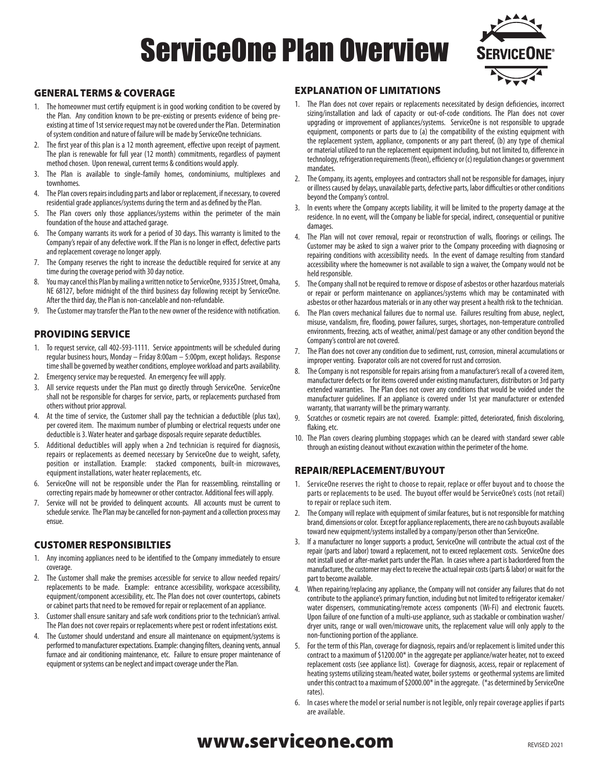# ServiceOne Plan Overview

## GENERAL TERMS & COVERAGE

1. The homeowner must certify equipment is in good working condition to be covered by the Plan. Any condition known to be pre-existing or presents evidence of being pre-existing at time of 1st service request may not be covered under the Plan. Determination of system condition and nature of failure will be made by ServiceOne technicians.
2. The first year of this plan is a 12 month agreement, effective upon receipt of payment. The plan is renewable for full year (12 month) commitments, regardless of payment method chosen. Upon renewal, current terms & conditions would apply.
3. The Plan is available to single-family homes, condominiums, multiplexes and townhomes.
4. The Plan covers repairs including parts and labor or replacement, if necessary, to covered residential grade appliances/systems during the term and as defined by the Plan.
5. The Plan covers only those appliances/systems within the perimeter of the main foundation of the house and attached garage.
6. The Company warrants its work for a period of 30 days. This warranty is limited to the Company's repair of any defective work. If the Plan is no longer in effect, defective parts and replacement coverage no longer apply.
7. The Company reserves the right to increase the deductible required for service at any time during the coverage period with 30 day notice.
8. You may cancel this Plan by mailing a written notice to ServiceOne, 9335 J Street, Omaha, NE 68127, before midnight of the third business day following receipt by ServiceOne. After the third day, the Plan is non-cancelable and non-refundable.
9. The Customer may transfer the Plan to the new owner of the residence with notification.

## PROVIDING SERVICE

1. To request service, call 402-593-1111. Service appointments will be scheduled during regular business hours, Monday – Friday 8:00am – 5:00pm, except holidays. Response time shall be governed by weather conditions, employee workload and parts availability.
2. Emergency service may be requested. An emergency fee will apply.
3. All service requests under the Plan must go directly through ServiceOne. ServiceOne shall not be responsible for charges for service, parts, or replacements purchased from others without prior approval.
4. At the time of service, the Customer shall pay the technician a deductible (plus tax), per covered item. The maximum number of plumbing or electrical requests under one deductible is 3. Water heater and garbage disposals require separate deductibles.
5. Additional deductibles will apply when a 2nd technician is required for diagnosis, repairs or replacements as deemed necessary by ServiceOne due to weight, safety, position or installation. Example: stacked components, built-in microwaves, equipment installations, water heater replacements, etc.
6. ServiceOne will not be responsible under the Plan for reassembling, reinstalling or correcting repairs made by homeowner or other contractor. Additional fees will apply.
7. Service will not be provided to delinquent accounts. All accounts must be current to schedule service. The Plan may be cancelled for non-payment and a collection process may ensue.

## CUSTOMER RESPONSIBILTIES

1. Any incoming appliances need to be identified to the Company immediately to ensure coverage.
2. The Customer shall make the premises accessible for service to allow needed repairs/ replacements to be made. Example: entrance accessibility, workspace accessibility, equipment/component accessibility, etc. The Plan does not cover countertops, cabinets or cabinet parts that need to be removed for repair or replacement of an appliance.
3. Customer shall ensure sanitary and safe work conditions prior to the technician's arrival. The Plan does not cover repairs or replacements where pest or rodent infestations exist.
4. The Customer should understand and ensure all maintenance on equipment/systems is performed to manufacturer expectations. Example: changing filters, cleaning vents, annual furnace and air conditioning maintenance, etc. Failure to ensure proper maintenance of equipment or systems can be neglect and impact coverage under the Plan.

## EXPLANATION OF LIMITATIONS

1. The Plan does not cover repairs or replacements necessitated by design deficiencies, incorrect sizing/installation and lack of capacity or out-of-code conditions. The Plan does not cover upgrading or improvement of appliances/systems. ServiceOne is not responsible to upgrade equipment, components or parts due to (a) the compatibility of the existing equipment with the replacement system, appliance, components or any part thereof, (b) any type of chemical or material utilized to run the replacement equipment including, but not limited to, difference in technology, refrigeration requirements (freon), efficiency or (c) regulation changes or government mandates.
2. The Company, its agents, employees and contractors shall not be responsible for damages, injury or illness caused by delays, unavailable parts, defective parts, labor difficulties or other conditions beyond the Company's control.
3. In events where the Company accepts liability, it will be limited to the property damage at the residence. In no event, will the Company be liable for special, indirect, consequential or punitive damages.
4. The Plan will not cover removal, repair or reconstruction of walls, floorings or ceilings. The Customer may be asked to sign a waiver prior to the Company proceeding with diagnosing or repairing conditions with accessibility needs. In the event of damage resulting from standard accessibility where the homeowner is not available to sign a waiver, the Company would not be held responsible.
5. The Company shall not be required to remove or dispose of asbestos or other hazardous materials or repair or perform maintenance on appliances/systems which may be contaminated with asbestos or other hazardous materials or in any other way present a health risk to the technician.
6. The Plan covers mechanical failures due to normal use. Failures resulting from abuse, neglect, misuse, vandalism, fire, flooding, power failures, surges, shortages, non-temperature controlled environments, freezing, acts of weather, animal/pest damage or any other condition beyond the Company's control are not covered.
7. The Plan does not cover any condition due to sediment, rust, corrosion, mineral accumulations or improper venting. Evaporator coils are not covered for rust and corrosion.
8. The Company is not responsible for repairs arising from a manufacturer's recall of a covered item, manufacturer defects or for items covered under existing manufacturers, distributors or 3rd party extended warranties. The Plan does not cover any conditions that would be voided under the manufacturer guidelines. If an appliance is covered under 1st year manufacturer or extended warranty, that warranty will be the primary warranty.
9. Scratches or cosmetic repairs are not covered. Example: pitted, deteriorated, finish discoloring, flaking, etc.
10. The Plan covers clearing plumbing stoppages which can be cleared with standard sewer cable through an existing cleanout without excavation within the perimeter of the home.

## REPAIR/REPLACEMENT/BUYOUT

1. ServiceOne reserves the right to choose to repair, replace or offer buyout and to choose the parts or replacements to be used. The buyout offer would be ServiceOne's costs (not retail) to repair or replace such item.
2. The Company will replace with equipment of similar features, but is not responsible for matching brand, dimensions or color. Except for appliance replacements, there are no cash buyouts available toward new equipment/systems installed by a company/person other than ServiceOne.
3. If a manufacturer no longer supports a product, ServiceOne will contribute the actual cost of the repair (parts and labor) toward a replacement, not to exceed replacement costs. ServiceOne does not install used or after-market parts under the Plan. In cases where a part is backordered from the manufacturer, the customer may elect to receive the actual repair costs (parts & labor) or wait for the part to become available.
4. When repairing/replacing any appliance, the Company will not consider any failures that do not contribute to the appliance's primary function, including but not limited to refrigerator icemaker/ water dispensers, communicating/remote access components (Wi-Fi) and electronic faucets. Upon failure of one function of a multi-use appliance, such as stackable or combination washer/ dryer units, range or wall oven/microwave units, the replacement value will only apply to the non-functioning portion of the appliance.
5. For the term of this Plan, coverage for diagnosis, repairs and/or replacement is limited under this contract to a maximum of $1200.00* in the aggregate per appliance/water heater, not to exceed replacement costs (see appliance list). Coverage for diagnosis, access, repair or replacement of heating systems utilizing steam/heated water, boiler systems or geothermal systems are limited under this contract to a maximum of $2000.00* in the aggregate. (*as determined by ServiceOne rates).
6. In cases where the model or serial number is not legible, only repair coverage applies if parts are available.

**www.serviceone.com**

REVISED 2021